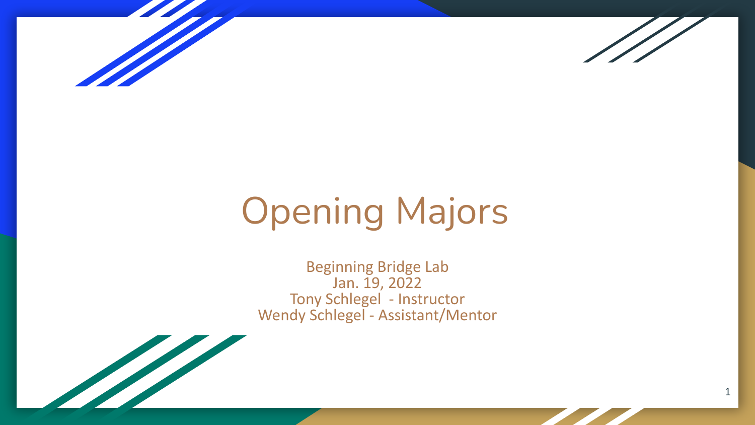# Opening Majors

Beginning Bridge Lab
Jan. 19, 2022
Tony Schlegel - Instructor
Wendy Schlegel - Assistant/Mentor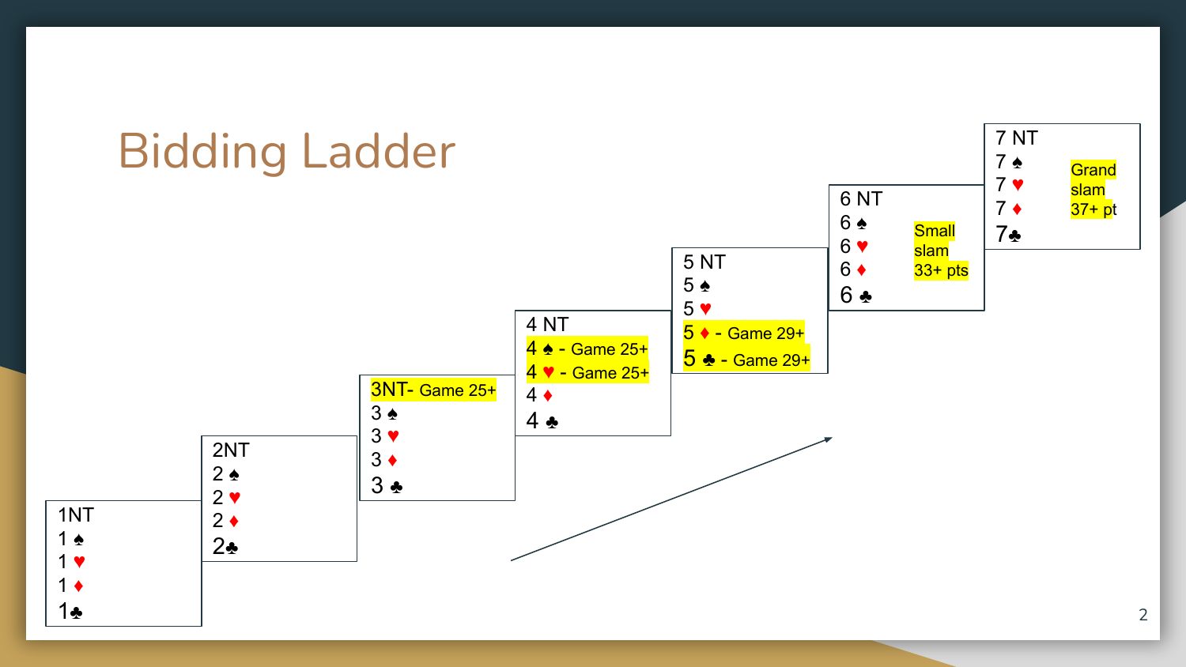# Bidding Ladder

| 1 | 2 | 3 | 4 | 5 | 6 | 7 |
| --- | --- | --- | --- | --- | --- | --- |
| 1NT | 2NT | 3NT- Game 25+ | 4 NT | 5 NT | 6 NT | 7 NT |
| 1 ♠ | 2 ♠ | 3 ♠ | 4 ♠ - Game 25+ | 5 ♠ | 6 ♠ | 7 ♠ |
| 1 ♥ | 2 ♥ | 3 ♥ | 4 ♥ - Game 25+ | 5 ♥ | 6 ♥ | 7 ♥ |
| 1 ♦ | 2 ♦ | 3 ♦ | 4 ♦ | 5 ♦ - Game 29+ | 6 ♦ | 7 ♦ |
| 1♣ | 2♣ | 3 ♣ | 4 ♣ | 5 ♣ - Game 29+ | 6 ♣ | 7♣ |

Level 6: Small slam 33+ pts

Level 7: Grand slam 37+ pt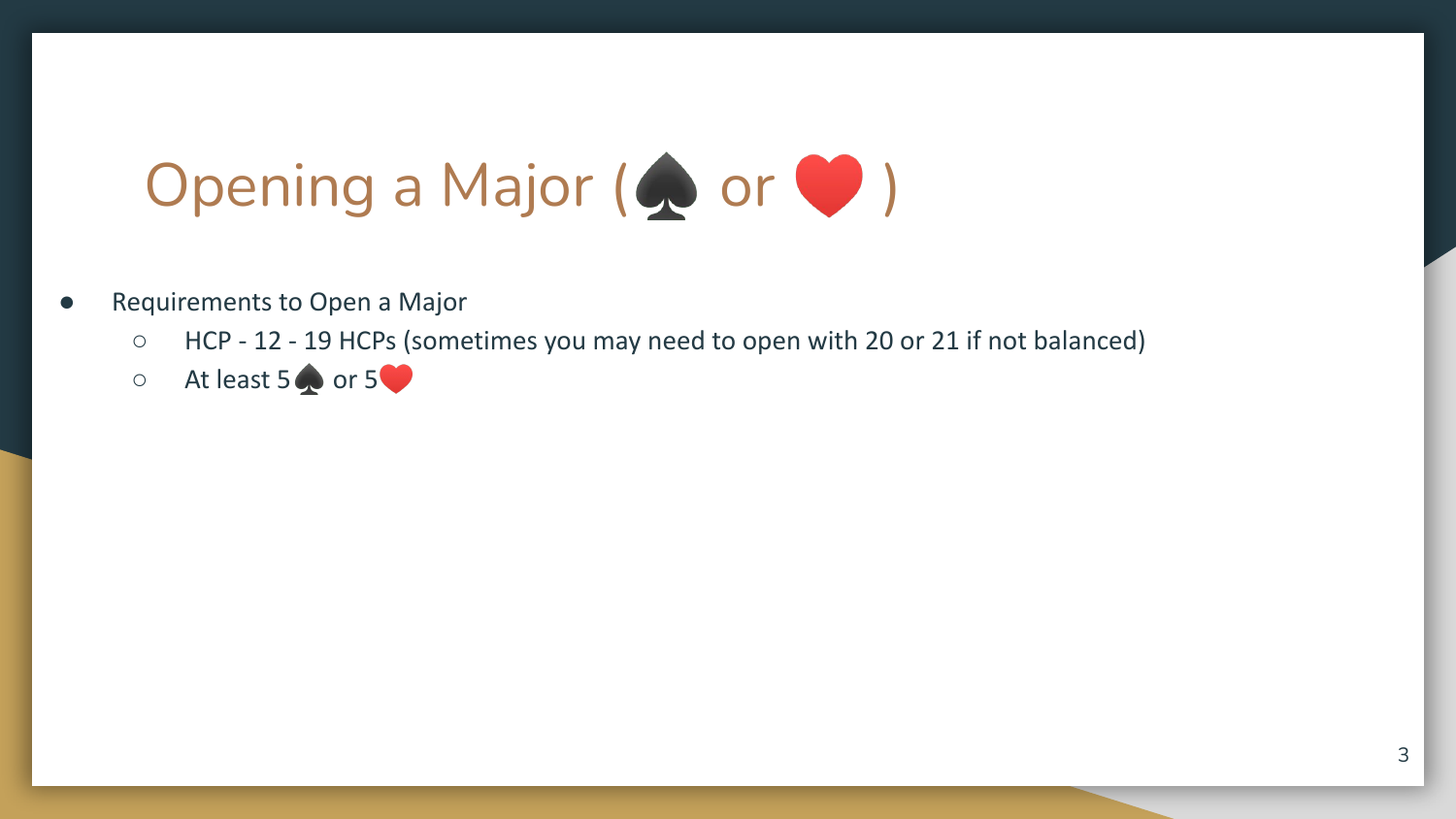# Opening a Major (♠ or ❤️ )

- Requirements to Open a Major
    - HCP - 12 - 19 HCPs (sometimes you may need to open with 20 or 21 if not balanced)
    - At least 5♠ or 5❤️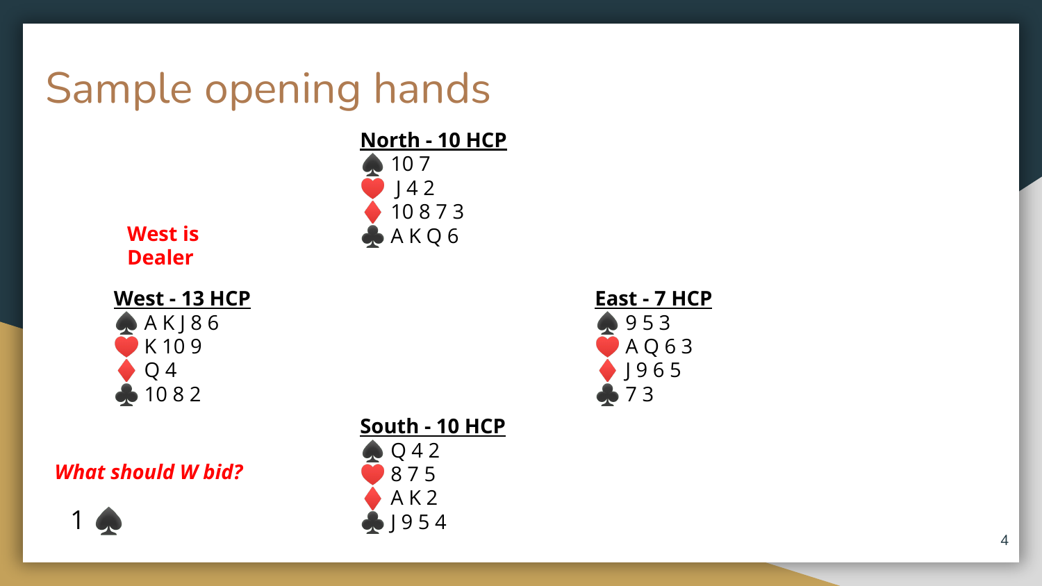# Sample opening hands

**North - 10 HCP**

♠ 10 7
♥ J 4 2
♦ 10 8 7 3
♣ A K Q 6

**West is Dealer**

**West - 13 HCP**

♠ A K J 8 6
♥ K 10 9
♦ Q 4
♣ 10 8 2

**East - 7 HCP**

♠ 9 5 3
♥ A Q 6 3
♦ J 9 6 5
♣ 7 3

**South - 10 HCP**

♠ Q 4 2
♥ 8 7 5
♦ A K 2
♣ J 9 5 4

***What should W bid?***

1 ♠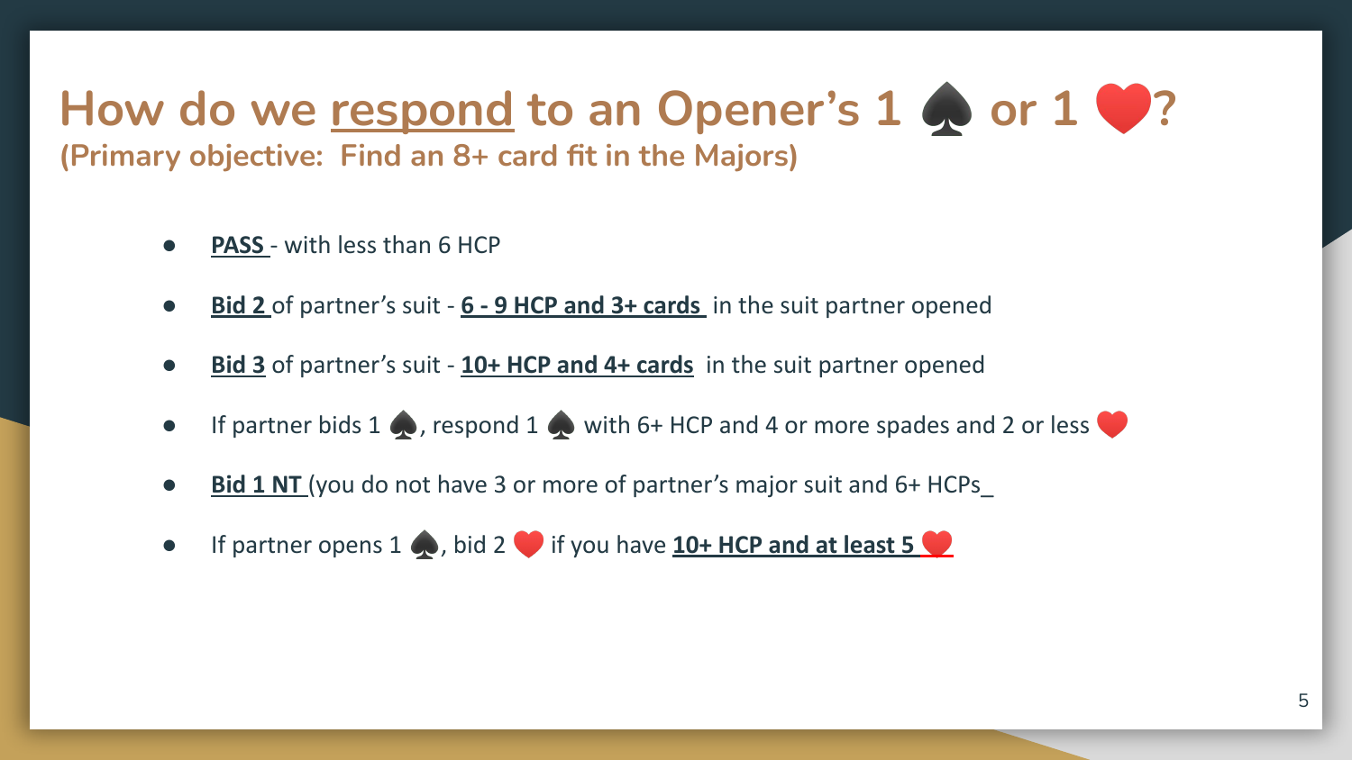# How do we respond to an Opener's 1 ♠ or 1 ♥?

**(Primary objective: Find an 8+ card fit in the Majors)**

- **PASS** - with less than 6 HCP
- **Bid 2** of partner's suit - **6 - 9 HCP and 3+ cards** in the suit partner opened
- **Bid 3** of partner's suit - **10+ HCP and 4+ cards** in the suit partner opened
- If partner bids 1 ♠, respond 1 ♠ with 6+ HCP and 4 or more spades and 2 or less ♥
- **Bid 1 NT** (you do not have 3 or more of partner's major suit and 6+ HCPs_
- If partner opens 1 ♠, bid 2 ♥ if you have **10+ HCP and at least 5 ♥**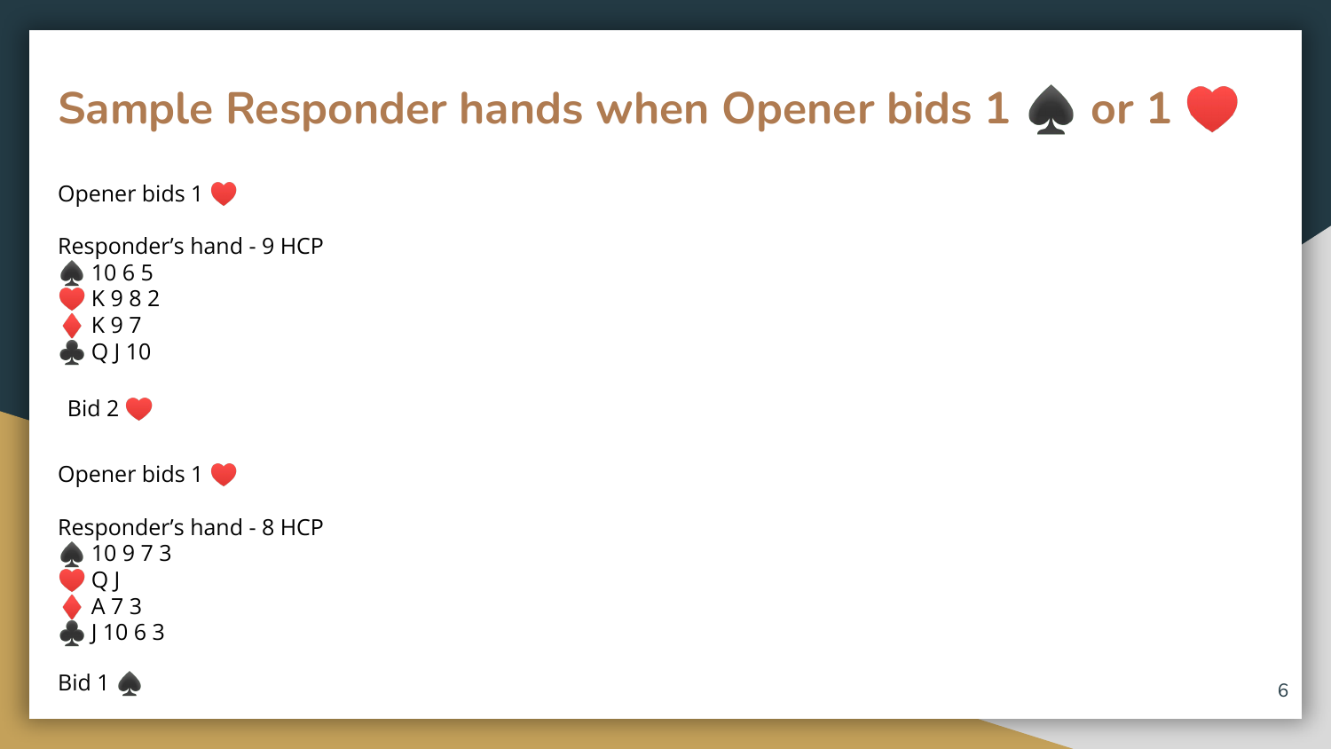# Sample Responder hands when Opener bids 1 ♠ or 1 ❤️

Opener bids 1 ❤️

Responder's hand - 9 HCP
♠ 10 6 5
❤️ K 9 8 2
♦ K 9 7
♣ Q J 10

Bid 2 ❤️

Opener bids 1 ❤️

Responder's hand - 8 HCP
♠ 10 9 7 3
❤️ Q J
♦ A 7 3
♣ J 10 6 3

Bid 1 ♠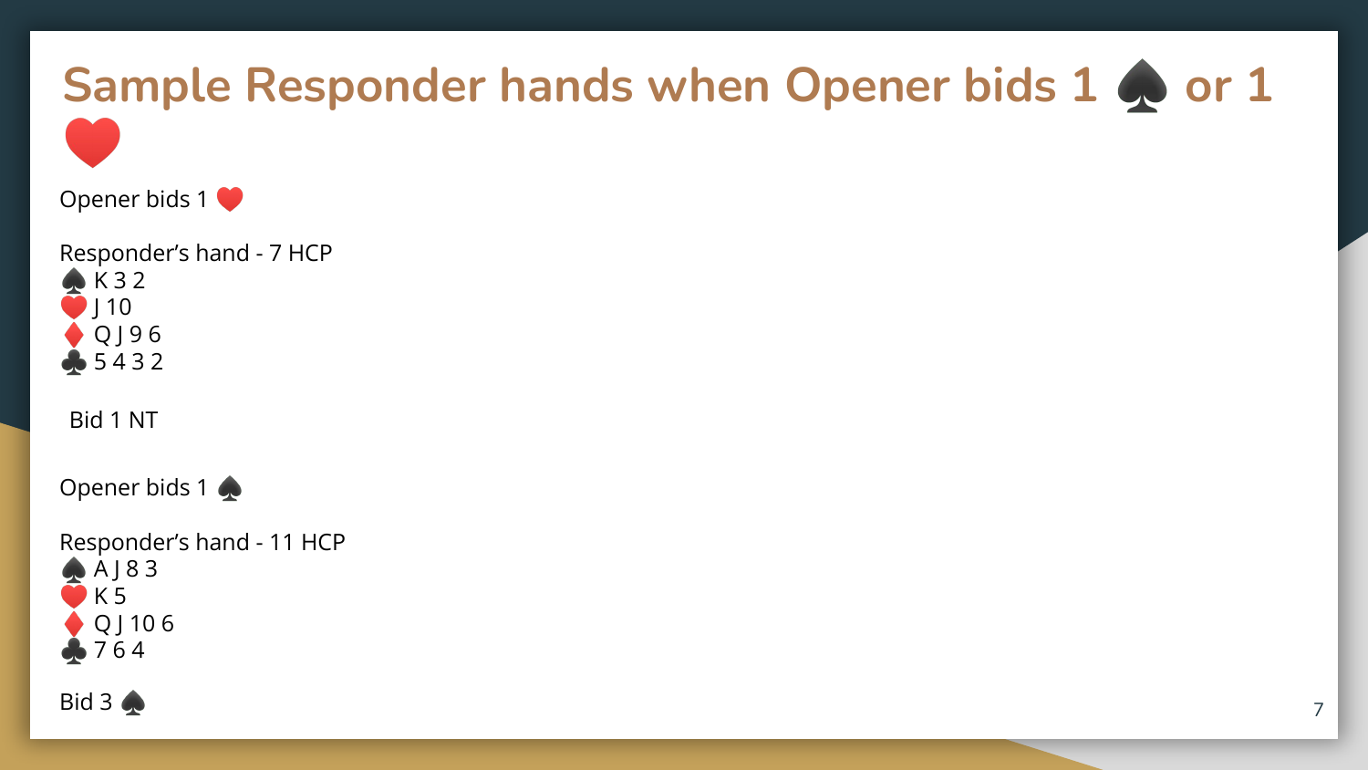# Sample Responder hands when Opener bids 1 ♠ or 1 ♥

Opener bids 1 ♥

Responder's hand - 7 HCP
♠ K 3 2
♥ J 10
♦ Q J 9 6
♣ 5 4 3 2

Bid 1 NT

Opener bids 1 ♠

Responder's hand - 11 HCP
♠ A J 8 3
♥ K 5
♦ Q J 10 6
♣ 7 6 4

Bid 3 ♠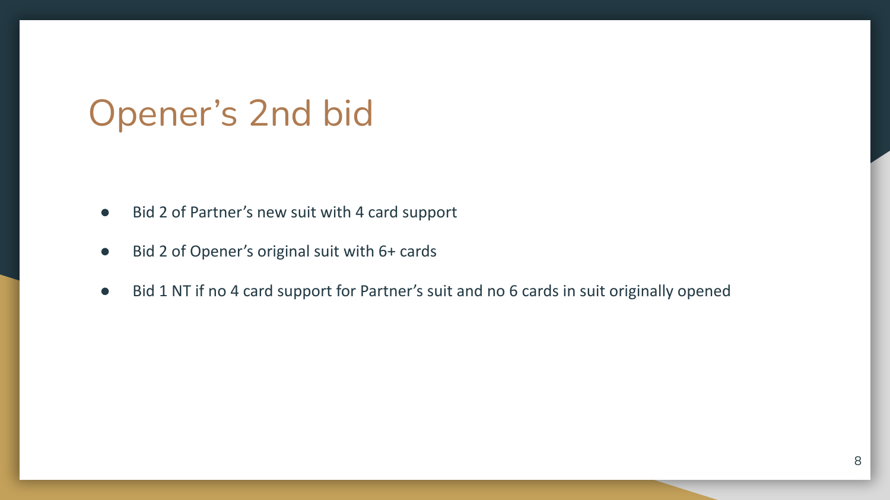# Opener’s 2nd bid

- Bid 2 of Partner’s new suit with 4 card support
- Bid 2 of Opener’s original suit with 6+ cards
- Bid 1 NT if no 4 card support for Partner’s suit and no 6 cards in suit originally opened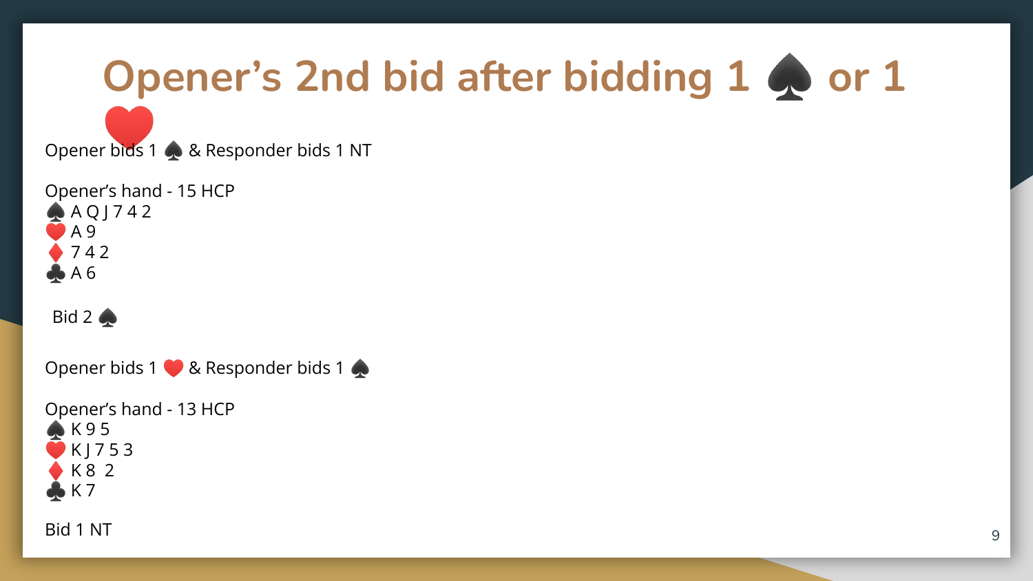# Opener's 2nd bid after bidding 1 ♠ or 1 ♥

Opener bids 1 ♠ & Responder bids 1 NT

Opener's hand - 15 HCP

♠ A Q J 7 4 2
♥ A 9
♦ 7 4 2
♣ A 6

Bid 2 ♠

Opener bids 1 ♥ & Responder bids 1 ♠

Opener's hand - 13 HCP

♠ K 9 5
♥ K J 7 5 3
♦ K 8 2
♣ K 7

Bid 1 NT